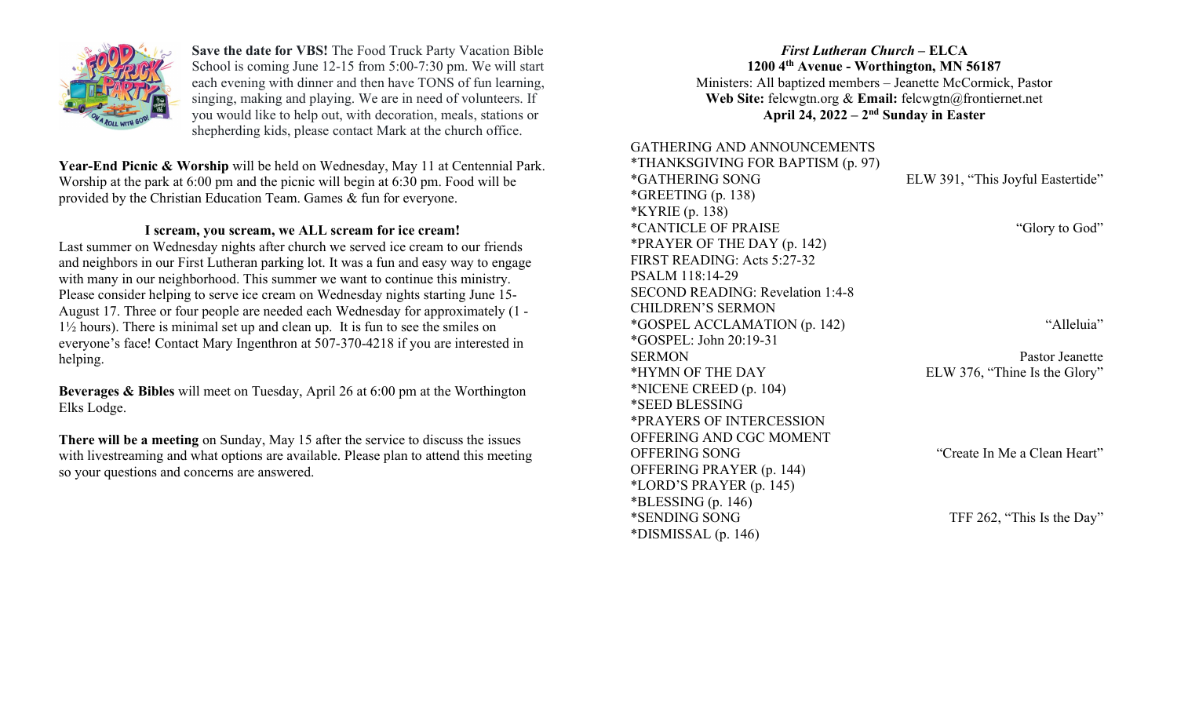**Save the date for VBS!** The Food Truck Party Vacation Bible School is coming June 12-15 from 5:00-7:30 pm. We will start each evening with dinner and then have TONS of fun learning, singing, making and playing. We are in need of volunteers. If you would like to help out, with decoration, meals, stations or shepherding kids, please contact Mark at the church office.

**Year-End Picnic & Worship** will be held on Wednesday, May 11 at Centennial Park. Worship at the park at 6:00 pm and the picnic will begin at 6:30 pm. Food will be provided by the Christian Education Team. Games & fun for everyone.

**I scream, you scream, we ALL scream for ice cream!**

Last summer on Wednesday nights after church we served ice cream to our friends and neighbors in our First Lutheran parking lot. It was a fun and easy way to engage with many in our neighborhood. This summer we want to continue this ministry. Please consider helping to serve ice cream on Wednesday nights starting June 15-August 17. Three or four people are needed each Wednesday for approximately (1 - 1½ hours). There is minimal set up and clean up. It is fun to see the smiles on everyone's face! Contact Mary Ingenthron at 507-370-4218 if you are interested in helping.

**Beverages & Bibles** will meet on Tuesday, April 26 at 6:00 pm at the Worthington Elks Lodge.

**There will be a meeting** on Sunday, May 15 after the service to discuss the issues with livestreaming and what options are available. Please plan to attend this meeting so your questions and concerns are answered.

***First Lutheran Church* – ELCA**
**1200 4th Avenue - Worthington, MN 56187**
Ministers: All baptized members – Jeanette McCormick, Pastor
**Web Site:** felcwgtn.org & **Email:** felcwgtn@frontiernet.net
**April 24, 2022 – 2nd Sunday in Easter**

GATHERING AND ANNOUNCEMENTS
*THANKSGIVING FOR BAPTISM (p. 97)
*GATHERING SONG — ELW 391, "This Joyful Eastertide"
*GREETING (p. 138)
*KYRIE (p. 138)
*CANTICLE OF PRAISE — "Glory to God"
*PRAYER OF THE DAY (p. 142)
FIRST READING: Acts 5:27-32
PSALM 118:14-29
SECOND READING: Revelation 1:4-8
CHILDREN'S SERMON
*GOSPEL ACCLAMATION (p. 142) — "Alleluia"
*GOSPEL: John 20:19-31
SERMON — Pastor Jeanette
*HYMN OF THE DAY — ELW 376, "Thine Is the Glory"
*NICENE CREED (p. 104)
*SEED BLESSING
*PRAYERS OF INTERCESSION
OFFERING AND CGC MOMENT
OFFERING SONG — "Create In Me a Clean Heart"
OFFERING PRAYER (p. 144)
*LORD'S PRAYER (p. 145)
*BLESSING (p. 146)
*SENDING SONG — TFF 262, "This Is the Day"
*DISMISSAL (p. 146)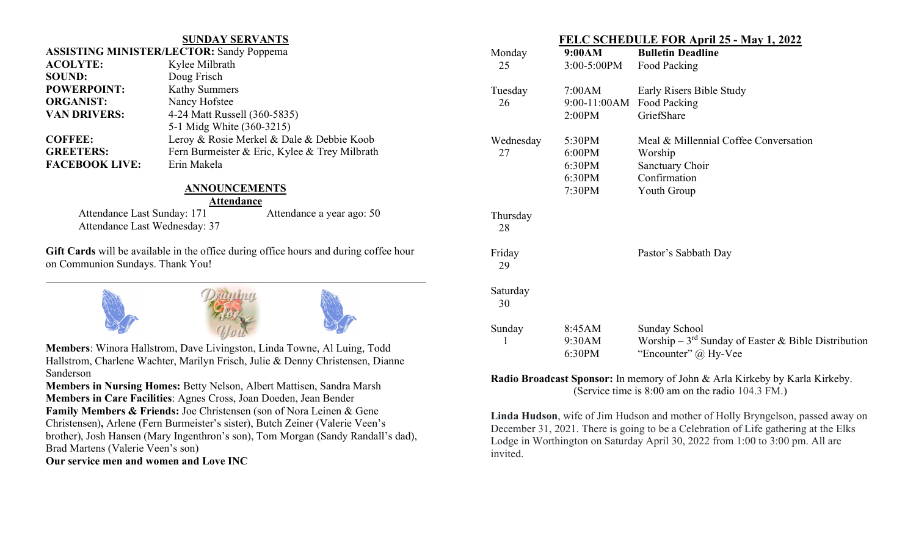## SUNDAY SERVANTS

| | |
|---|---|
| **ASSISTING MINISTER/LECTOR:** | Sandy Poppema |
| **ACOLYTE:** | Kylee Milbrath |
| **SOUND:** | Doug Frisch |
| **POWERPOINT:** | Kathy Summers |
| **ORGANIST:** | Nancy Hofstee |
| **VAN DRIVERS:** | 4-24 Matt Russell (360-5835)<br>5-1 Midg White (360-3215) |
| **COFFEE:** | Leroy & Rosie Merkel & Dale & Debbie Koob |
| **GREETERS:** | Fern Burmeister & Eric, Kylee & Trey Milbrath |
| **FACEBOOK LIVE:** | Erin Makela |

## ANNOUNCEMENTS

### Attendance

Attendance Last Sunday: 171 Attendance a year ago: 50
Attendance Last Wednesday: 37

**Gift Cards** will be available in the office during office hours and during coffee hour on Communion Sundays. Thank You!

---

Praying for You

**Members**: Winora Hallstrom, Dave Livingston, Linda Towne, Al Luing, Todd Hallstrom, Charlene Wachter, Marilyn Frisch, Julie & Denny Christensen, Dianne Sanderson
**Members in Nursing Homes:** Betty Nelson, Albert Mattisen, Sandra Marsh
**Members in Care Facilities**: Agnes Cross, Joan Doeden, Jean Bender
**Family Members & Friends:** Joe Christensen (son of Nora Leinen & Gene Christensen)**,** Arlene (Fern Burmeister's sister), Butch Zeiner (Valerie Veen's brother), Josh Hansen (Mary Ingenthron's son), Tom Morgan (Sandy Randall's dad), Brad Martens (Valerie Veen's son)
**Our service men and women and Love INC**

## FELC SCHEDULE FOR April 25 - May 1, 2022

| | | |
|---|---|---|
| Monday 25 | **9:00AM**<br>3:00-5:00PM | **Bulletin Deadline**<br>Food Packing |
| Tuesday 26 | 7:00AM<br>9:00-11:00AM<br>2:00PM | Early Risers Bible Study<br>Food Packing<br>GriefShare |
| Wednesday 27 | 5:30PM<br>6:00PM<br>6:30PM<br>6:30PM<br>7:30PM | Meal & Millennial Coffee Conversation<br>Worship<br>Sanctuary Choir<br>Confirmation<br>Youth Group |
| Thursday 28 | | |
| Friday 29 | | Pastor's Sabbath Day |
| Saturday 30 | | |
| Sunday 1 | 8:45AM<br>9:30AM<br>6:30PM | Sunday School<br>Worship – 3rd Sunday of Easter & Bible Distribution<br>"Encounter" @ Hy-Vee |

**Radio Broadcast Sponsor:** In memory of John & Arla Kirkeby by Karla Kirkeby. (Service time is 8:00 am on the radio 104.3 FM.)

**Linda Hudson**, wife of Jim Hudson and mother of Holly Bryngelson, passed away on December 31, 2021. There is going to be a Celebration of Life gathering at the Elks Lodge in Worthington on Saturday April 30, 2022 from 1:00 to 3:00 pm. All are invited.